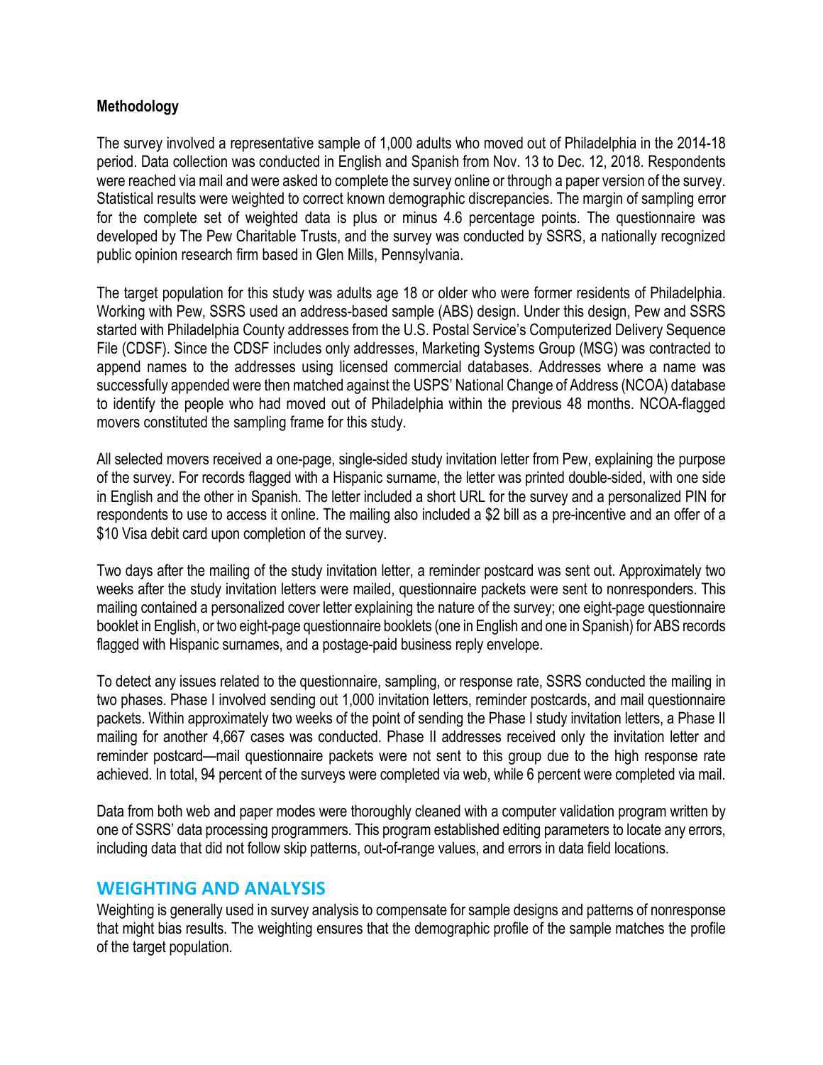## Methodology

The survey involved a representative sample of 1,000 adults who moved out of Philadelphia in the 2014-18 period. Data collection was conducted in English and Spanish from Nov. 13 to Dec. 12, 2018. Respondents were reached via mail and were asked to complete the survey online or through a paper version of the survey. Statistical results were weighted to correct known demographic discrepancies. The margin of sampling error for the complete set of weighted data is plus or minus 4.6 percentage points. The questionnaire was developed by The Pew Charitable Trusts, and the survey was conducted by SSRS, a nationally recognized public opinion research firm based in Glen Mills, Pennsylvania.

The target population for this study was adults age 18 or older who were former residents of Philadelphia. Working with Pew, SSRS used an address-based sample (ABS) design. Under this design, Pew and SSRS started with Philadelphia County addresses from the U.S. Postal Service's Computerized Delivery Sequence File (CDSF). Since the CDSF includes only addresses, Marketing Systems Group (MSG) was contracted to append names to the addresses using licensed commercial databases. Addresses where a name was successfully appended were then matched against the USPS' National Change of Address (NCOA) database to identify the people who had moved out of Philadelphia within the previous 48 months. NCOA-flagged movers constituted the sampling frame for this study.

All selected movers received a one-page, single-sided study invitation letter from Pew, explaining the purpose of the survey. For records flagged with a Hispanic surname, the letter was printed double-sided, with one side in English and the other in Spanish. The letter included a short URL for the survey and a personalized PIN for respondents to use to access it online. The mailing also included a $2 bill as a pre-incentive and an offer of a $10 Visa debit card upon completion of the survey.

Two days after the mailing of the study invitation letter, a reminder postcard was sent out. Approximately two weeks after the study invitation letters were mailed, questionnaire packets were sent to nonresponders. This mailing contained a personalized cover letter explaining the nature of the survey; one eight-page questionnaire booklet in English, or two eight-page questionnaire booklets (one in English and one in Spanish) for ABS records flagged with Hispanic surnames, and a postage-paid business reply envelope.

To detect any issues related to the questionnaire, sampling, or response rate, SSRS conducted the mailing in two phases. Phase I involved sending out 1,000 invitation letters, reminder postcards, and mail questionnaire packets. Within approximately two weeks of the point of sending the Phase I study invitation letters, a Phase II mailing for another 4,667 cases was conducted. Phase II addresses received only the invitation letter and reminder postcard—mail questionnaire packets were not sent to this group due to the high response rate achieved. In total, 94 percent of the surveys were completed via web, while 6 percent were completed via mail.

Data from both web and paper modes were thoroughly cleaned with a computer validation program written by one of SSRS' data processing programmers. This program established editing parameters to locate any errors, including data that did not follow skip patterns, out-of-range values, and errors in data field locations.

## WEIGHTING AND ANALYSIS

Weighting is generally used in survey analysis to compensate for sample designs and patterns of nonresponse that might bias results. The weighting ensures that the demographic profile of the sample matches the profile of the target population.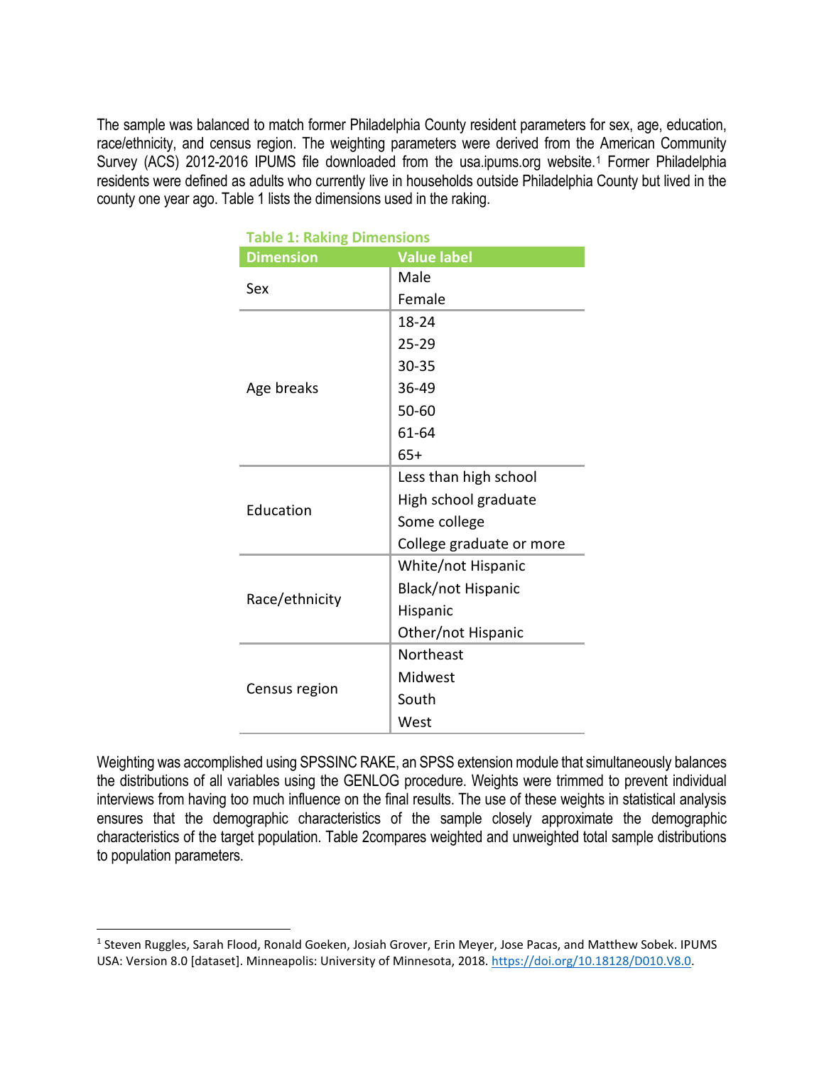The sample was balanced to match former Philadelphia County resident parameters for sex, age, education, race/ethnicity, and census region. The weighting parameters were derived from the American Community Survey (ACS) 2012-2016 IPUMS file downloaded from the usa.ipums.org website.[1] Former Philadelphia residents were defined as adults who currently live in households outside Philadelphia County but lived in the county one year ago. Table 1 lists the dimensions used in the raking.

**Table 1: Raking Dimensions**

| Dimension | Value label |
|---|---|
| Sex | Male |
| | Female |
| Age breaks | 18-24 |
| | 25-29 |
| | 30-35 |
| | 36-49 |
| | 50-60 |
| | 61-64 |
| | 65+ |
| Education | Less than high school |
| | High school graduate |
| | Some college |
| | College graduate or more |
| Race/ethnicity | White/not Hispanic |
| | Black/not Hispanic |
| | Hispanic |
| | Other/not Hispanic |
| Census region | Northeast |
| | Midwest |
| | South |
| | West |

Weighting was accomplished using SPSSINC RAKE, an SPSS extension module that simultaneously balances the distributions of all variables using the GENLOG procedure. Weights were trimmed to prevent individual interviews from having too much influence on the final results. The use of these weights in statistical analysis ensures that the demographic characteristics of the sample closely approximate the demographic characteristics of the target population. Table 2compares weighted and unweighted total sample distributions to population parameters.

---

[1] Steven Ruggles, Sarah Flood, Ronald Goeken, Josiah Grover, Erin Meyer, Jose Pacas, and Matthew Sobek. IPUMS USA: Version 8.0 [dataset]. Minneapolis: University of Minnesota, 2018. https://doi.org/10.18128/D010.V8.0.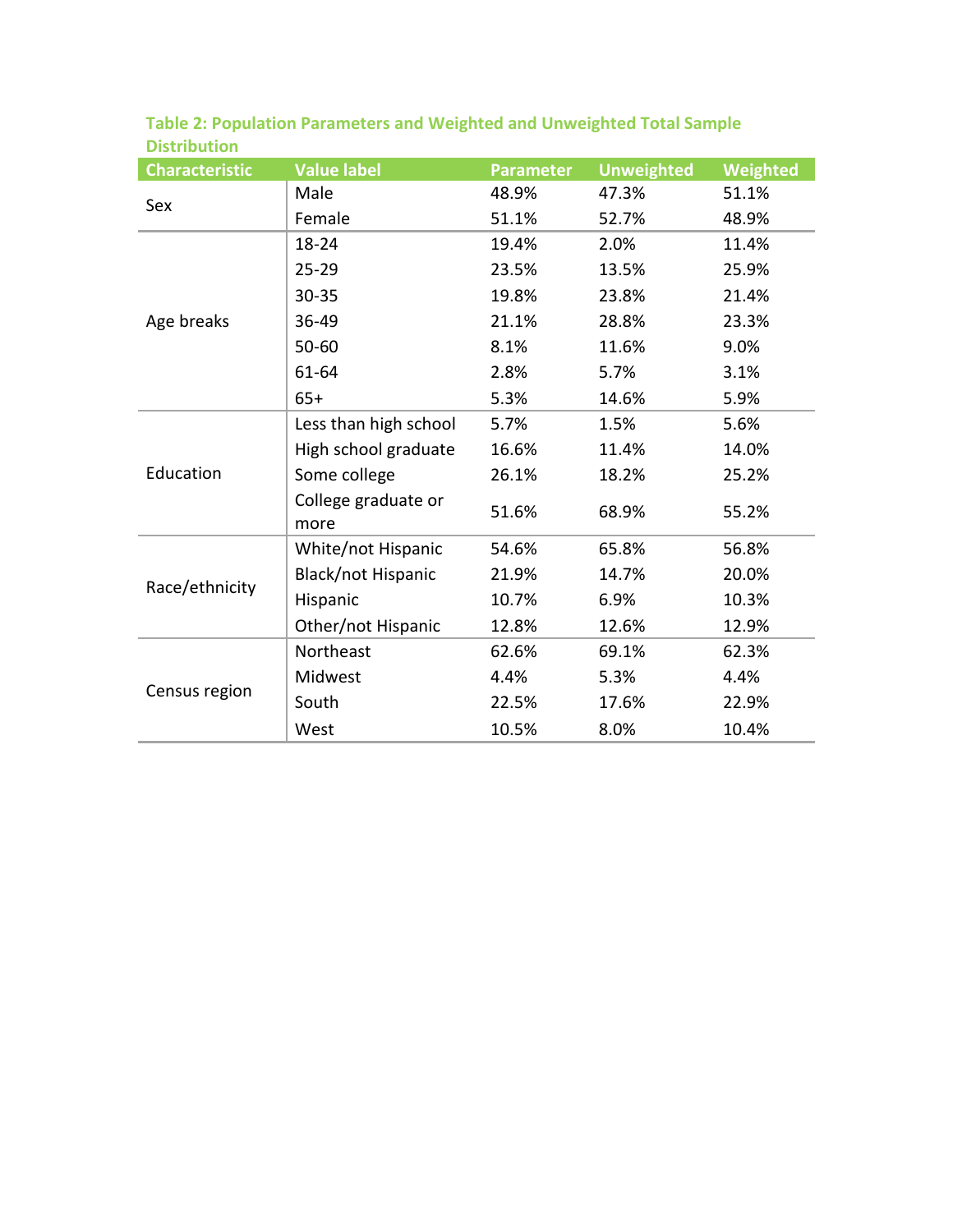**Table 2: Population Parameters and Weighted and Unweighted Total Sample Distribution**

| Characteristic | Value label | Parameter | Unweighted | Weighted |
|---|---|---|---|---|
| Sex | Male | 48.9% | 47.3% | 51.1% |
| | Female | 51.1% | 52.7% | 48.9% |
| Age breaks | 18-24 | 19.4% | 2.0% | 11.4% |
| | 25-29 | 23.5% | 13.5% | 25.9% |
| | 30-35 | 19.8% | 23.8% | 21.4% |
| | 36-49 | 21.1% | 28.8% | 23.3% |
| | 50-60 | 8.1% | 11.6% | 9.0% |
| | 61-64 | 2.8% | 5.7% | 3.1% |
| | 65+ | 5.3% | 14.6% | 5.9% |
| Education | Less than high school | 5.7% | 1.5% | 5.6% |
| | High school graduate | 16.6% | 11.4% | 14.0% |
| | Some college | 26.1% | 18.2% | 25.2% |
| | College graduate or more | 51.6% | 68.9% | 55.2% |
| Race/ethnicity | White/not Hispanic | 54.6% | 65.8% | 56.8% |
| | Black/not Hispanic | 21.9% | 14.7% | 20.0% |
| | Hispanic | 10.7% | 6.9% | 10.3% |
| | Other/not Hispanic | 12.8% | 12.6% | 12.9% |
| Census region | Northeast | 62.6% | 69.1% | 62.3% |
| | Midwest | 4.4% | 5.3% | 4.4% |
| | South | 22.5% | 17.6% | 22.9% |
| | West | 10.5% | 8.0% | 10.4% |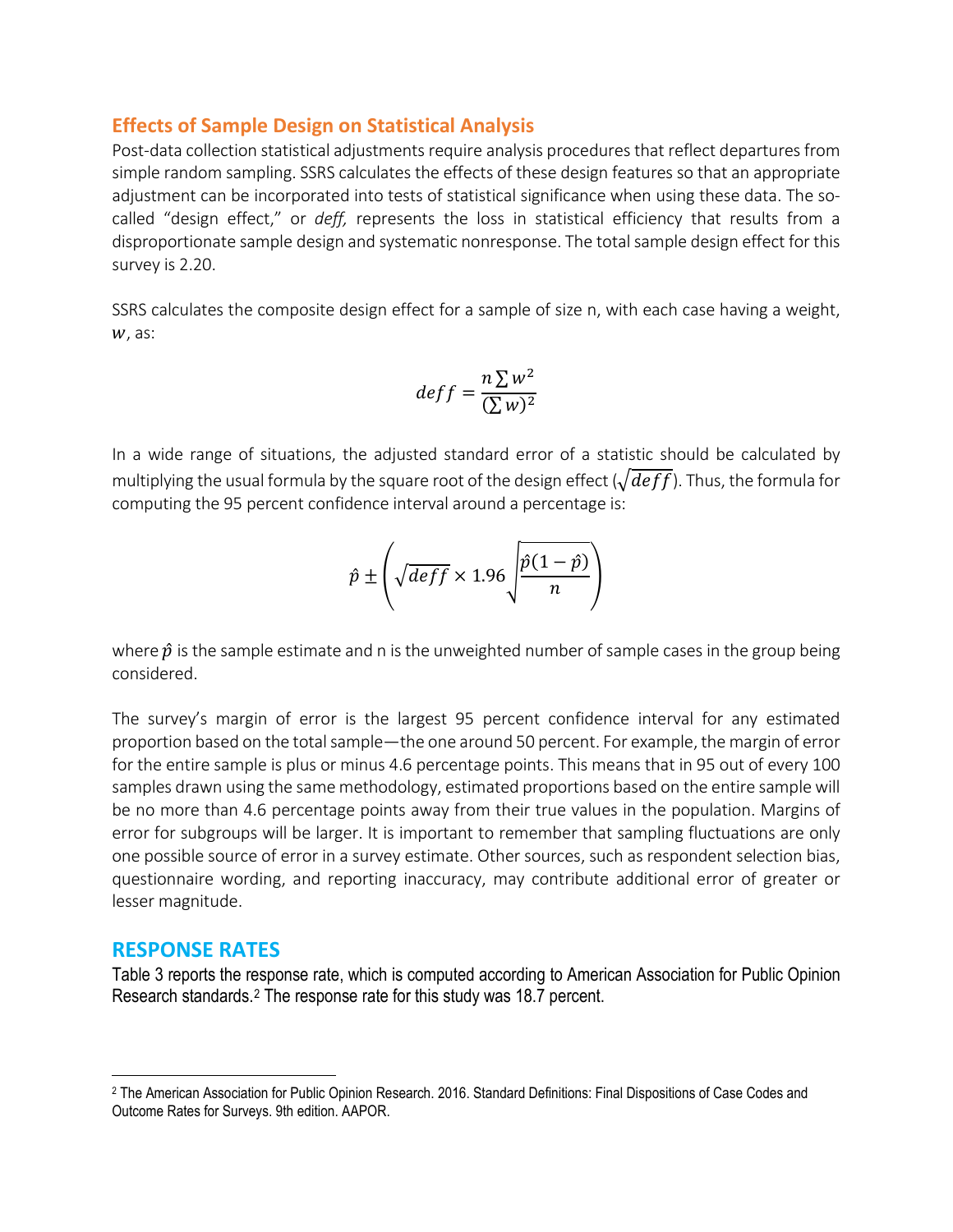## Effects of Sample Design on Statistical Analysis

Post-data collection statistical adjustments require analysis procedures that reflect departures from simple random sampling. SSRS calculates the effects of these design features so that an appropriate adjustment can be incorporated into tests of statistical significance when using these data. The so-called "design effect," or *deff,* represents the loss in statistical efficiency that results from a disproportionate sample design and systematic nonresponse. The total sample design effect for this survey is 2.20.

SSRS calculates the composite design effect for a sample of size n, with each case having a weight, $w$, as:

$$deff = \frac{n \sum w^2}{(\sum w)^2}$$

In a wide range of situations, the adjusted standard error of a statistic should be calculated by multiplying the usual formula by the square root of the design effect ($\sqrt{deff}$). Thus, the formula for computing the 95 percent confidence interval around a percentage is:

$$\hat{p} \pm \left( \sqrt{deff} \times 1.96 \sqrt{\frac{\hat{p}(1-\hat{p})}{n}} \right)$$

where $\hat{p}$ is the sample estimate and n is the unweighted number of sample cases in the group being considered.

The survey's margin of error is the largest 95 percent confidence interval for any estimated proportion based on the total sample—the one around 50 percent. For example, the margin of error for the entire sample is plus or minus 4.6 percentage points. This means that in 95 out of every 100 samples drawn using the same methodology, estimated proportions based on the entire sample will be no more than 4.6 percentage points away from their true values in the population. Margins of error for subgroups will be larger. It is important to remember that sampling fluctuations are only one possible source of error in a survey estimate. Other sources, such as respondent selection bias, questionnaire wording, and reporting inaccuracy, may contribute additional error of greater or lesser magnitude.

## RESPONSE RATES

Table 3 reports the response rate, which is computed according to American Association for Public Opinion Research standards.[2] The response rate for this study was 18.7 percent.

[2] The American Association for Public Opinion Research. 2016. Standard Definitions: Final Dispositions of Case Codes and Outcome Rates for Surveys. 9th edition. AAPOR.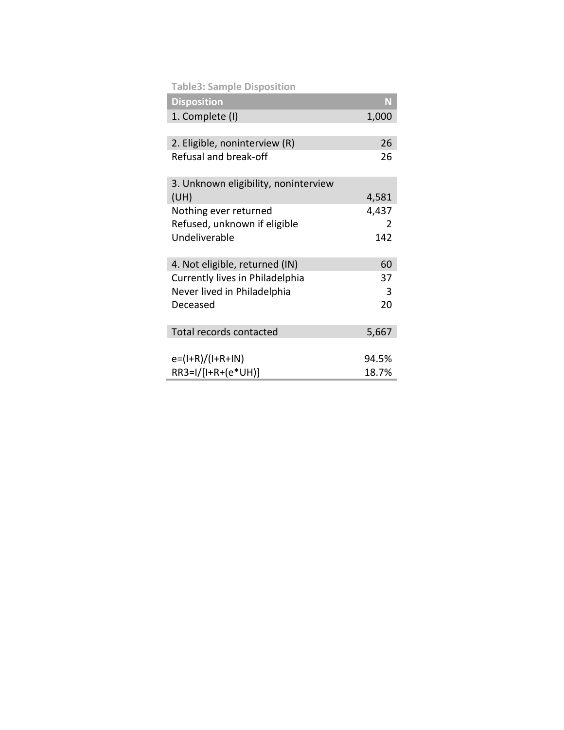Table3: Sample Disposition

| Disposition | N |
| --- | --- |
| 1. Complete (I) | 1,000 |
| | |
| 2. Eligible, noninterview (R) | 26 |
| Refusal and break-off | 26 |
| | |
| 3. Unknown eligibility, noninterview (UH) | 4,581 |
| Nothing ever returned | 4,437 |
| Refused, unknown if eligible | 2 |
| Undeliverable | 142 |
| | |
| 4. Not eligible, returned (IN) | 60 |
| Currently lives in Philadelphia | 37 |
| Never lived in Philadelphia | 3 |
| Deceased | 20 |
| | |
| Total records contacted | 5,667 |
| | |
| e=(I+R)/(I+R+IN) | 94.5% |
| RR3=I/[I+R+(e*UH)] | 18.7% |